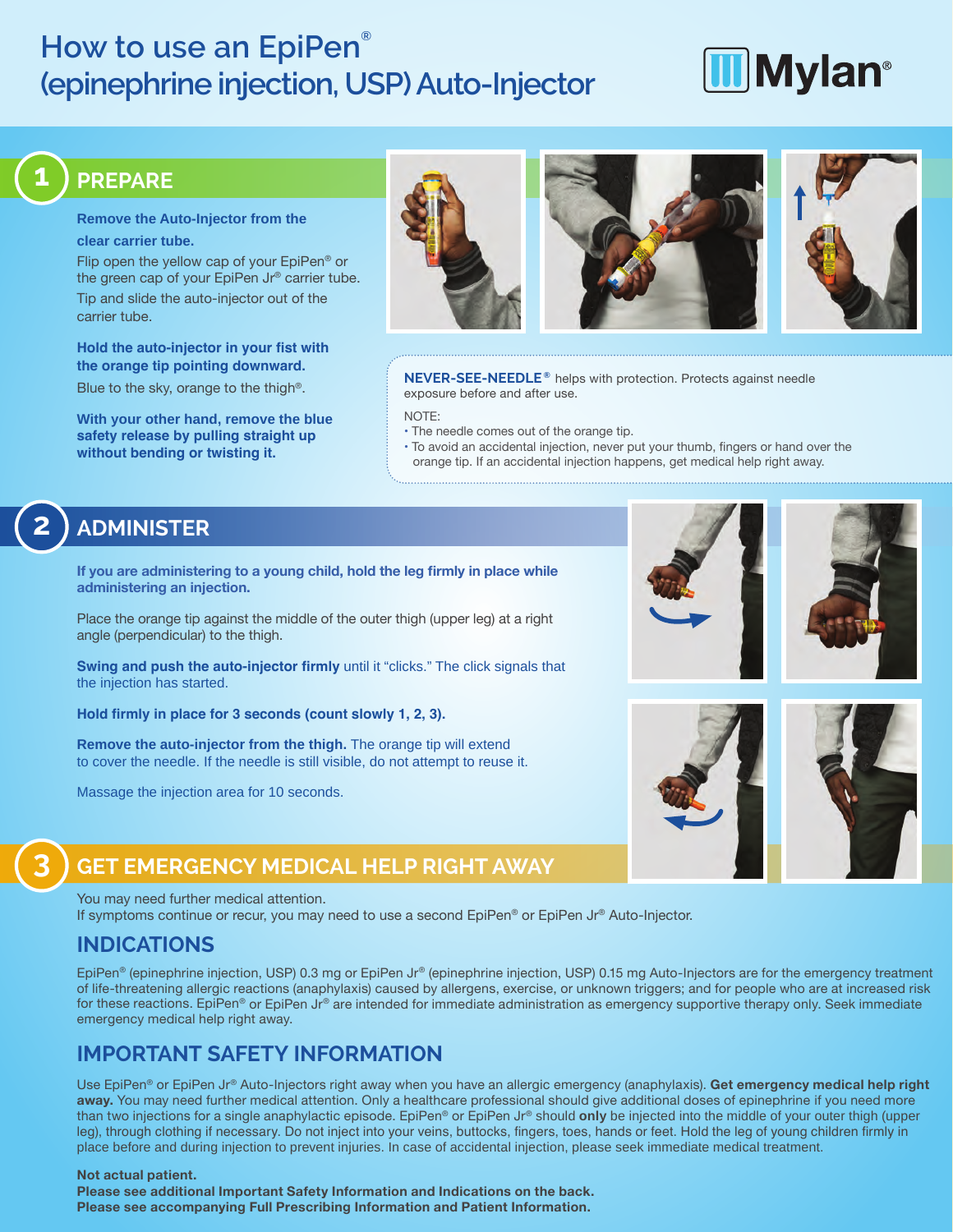# How to use an EpiPen® (epinephrine injection, USP) Auto-Injector

Mylan®

## 1 PREPARE

**Remove the Auto-Injector from the clear carrier tube.**

Flip open the yellow cap of your EpiPen® or the green cap of your EpiPen Jr® carrier tube.

Tip and slide the auto-injector out of the carrier tube.

**Hold the auto-injector in your fist with the orange tip pointing downward.**

Blue to the sky, orange to the thigh®.

**With your other hand, remove the blue safety release by pulling straight up without bending or twisting it.**

**NEVER-SEE-NEEDLE®** helps with protection. Protects against needle exposure before and after use.

NOTE:
- The needle comes out of the orange tip.
- To avoid an accidental injection, never put your thumb, fingers or hand over the orange tip. If an accidental injection happens, get medical help right away.

## 2 ADMINISTER

**If you are administering to a young child, hold the leg firmly in place while administering an injection.**

Place the orange tip against the middle of the outer thigh (upper leg) at a right angle (perpendicular) to the thigh.

**Swing and push the auto-injector firmly** until it "clicks." The click signals that the injection has started.

**Hold firmly in place for 3 seconds (count slowly 1, 2, 3).**

**Remove the auto-injector from the thigh.** The orange tip will extend to cover the needle. If the needle is still visible, do not attempt to reuse it.

Massage the injection area for 10 seconds.

## 3 GET EMERGENCY MEDICAL HELP RIGHT AWAY

You may need further medical attention.
If symptoms continue or recur, you may need to use a second EpiPen® or EpiPen Jr® Auto-Injector.

## INDICATIONS

EpiPen® (epinephrine injection, USP) 0.3 mg or EpiPen Jr® (epinephrine injection, USP) 0.15 mg Auto-Injectors are for the emergency treatment of life-threatening allergic reactions (anaphylaxis) caused by allergens, exercise, or unknown triggers; and for people who are at increased risk for these reactions. EpiPen® or EpiPen Jr® are intended for immediate administration as emergency supportive therapy only. Seek immediate emergency medical help right away.

## IMPORTANT SAFETY INFORMATION

Use EpiPen® or EpiPen Jr® Auto-Injectors right away when you have an allergic emergency (anaphylaxis). **Get emergency medical help right away.** You may need further medical attention. Only a healthcare professional should give additional doses of epinephrine if you need more than two injections for a single anaphylactic episode. EpiPen® or EpiPen Jr® should **only** be injected into the middle of your outer thigh (upper leg), through clothing if necessary. Do not inject into your veins, buttocks, fingers, toes, hands or feet. Hold the leg of young children firmly in place before and during injection to prevent injuries. In case of accidental injection, please seek immediate medical treatment.

**Not actual patient.**
**Please see additional Important Safety Information and Indications on the back.**
**Please see accompanying Full Prescribing Information and Patient Information.**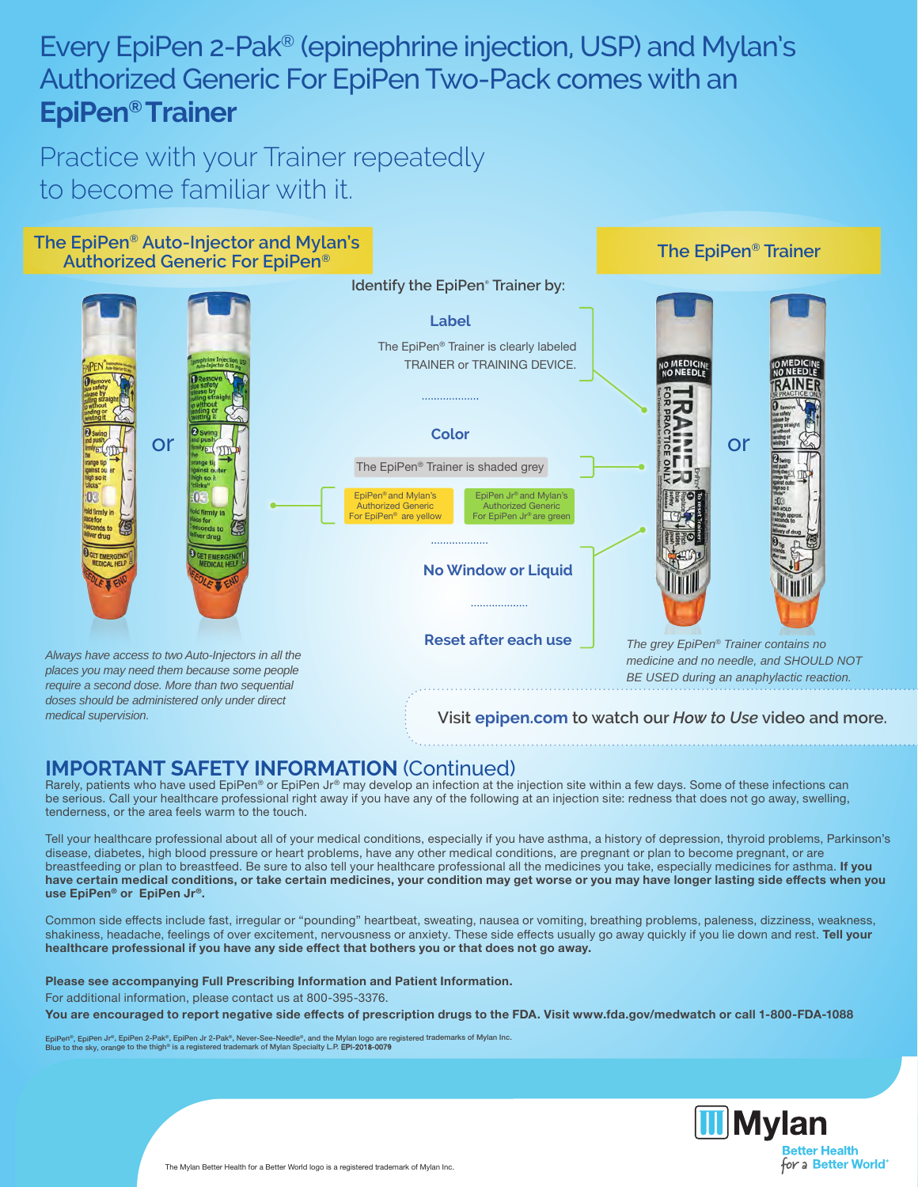# Every EpiPen 2-Pak® (epinephrine injection, USP) and Mylan's Authorized Generic For EpiPen Two-Pack comes with an **EpiPen® Trainer**

Practice with your Trainer repeatedly to become familiar with it.

## The EpiPen® Auto-Injector and Mylan's Authorized Generic For EpiPen®

or

*Always have access to two Auto-Injectors in all the places you may need them because some people require a second dose. More than two sequential doses should be administered only under direct medical supervision.*

## The EpiPen® Trainer

Identify the EpiPen® Trainer by:

**Label**

The EpiPen® Trainer is clearly labeled TRAINER or TRAINING DEVICE.

**Color**

The EpiPen® Trainer is shaded grey

EpiPen® and Mylan's Authorized Generic For EpiPen® are yellow

EpiPen Jr® and Mylan's Authorized Generic For EpiPen Jr® are green

**No Window or Liquid**

**Reset after each use**

or

*The grey EpiPen® Trainer contains no medicine and no needle, and SHOULD NOT BE USED during an anaphylactic reaction.*

Visit **epipen.com** to watch our *How to Use* video and more.

## IMPORTANT SAFETY INFORMATION (Continued)

Rarely, patients who have used EpiPen® or EpiPen Jr® may develop an infection at the injection site within a few days. Some of these infections can be serious. Call your healthcare professional right away if you have any of the following at an injection site: redness that does not go away, swelling, tenderness, or the area feels warm to the touch.

Tell your healthcare professional about all of your medical conditions, especially if you have asthma, a history of depression, thyroid problems, Parkinson's disease, diabetes, high blood pressure or heart problems, have any other medical conditions, are pregnant or plan to become pregnant, or are breastfeeding or plan to breastfeed. Be sure to also tell your healthcare professional all the medicines you take, especially medicines for asthma. **If you have certain medical conditions, or take certain medicines, your condition may get worse or you may have longer lasting side effects when you use EpiPen® or EpiPen Jr®.**

Common side effects include fast, irregular or "pounding" heartbeat, sweating, nausea or vomiting, breathing problems, paleness, dizziness, weakness, shakiness, headache, feelings of over excitement, nervousness or anxiety. These side effects usually go away quickly if you lie down and rest. **Tell your healthcare professional if you have any side effect that bothers you or that does not go away.**

**Please see accompanying Full Prescribing Information and Patient Information.**

For additional information, please contact us at 800-395-3376.

**You are encouraged to report negative side effects of prescription drugs to the FDA. Visit www.fda.gov/medwatch or call 1-800-FDA-1088**

EpiPen®, EpiPen Jr®, EpiPen 2-Pak®, EpiPen Jr 2-Pak®, Never-See-Needle®, and the Mylan logo are registered trademarks of Mylan Inc.
Blue to the sky, orange to the thigh® is a registered trademark of Mylan Specialty L.P. EPI-2018-0079

Mylan
Better Health for a Better World®

The Mylan Better Health for a Better World logo is a registered trademark of Mylan Inc.